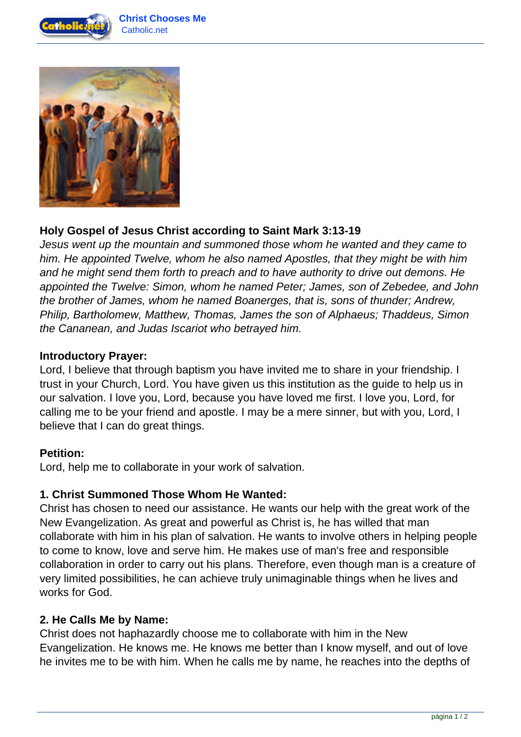# Christ Chooses Me

Catholic.net

**Holy Gospel of Jesus Christ according to Saint Mark 3:13-19**

*Jesus went up the mountain and summoned those whom he wanted and they came to him. He appointed Twelve, whom he also named Apostles, that they might be with him and he might send them forth to preach and to have authority to drive out demons. He appointed the Twelve: Simon, whom he named Peter; James, son of Zebedee, and John the brother of James, whom he named Boanerges, that is, sons of thunder; Andrew, Philip, Bartholomew, Matthew, Thomas, James the son of Alphaeus; Thaddeus, Simon the Cananean, and Judas Iscariot who betrayed him.*

**Introductory Prayer:**

Lord, I believe that through baptism you have invited me to share in your friendship. I trust in your Church, Lord. You have given us this institution as the guide to help us in our salvation. I love you, Lord, because you have loved me first. I love you, Lord, for calling me to be your friend and apostle. I may be a mere sinner, but with you, Lord, I believe that I can do great things.

**Petition:**

Lord, help me to collaborate in your work of salvation.

**1. Christ Summoned Those Whom He Wanted:**

Christ has chosen to need our assistance. He wants our help with the great work of the New Evangelization. As great and powerful as Christ is, he has willed that man collaborate with him in his plan of salvation. He wants to involve others in helping people to come to know, love and serve him. He makes use of man's free and responsible collaboration in order to carry out his plans. Therefore, even though man is a creature of very limited possibilities, he can achieve truly unimaginable things when he lives and works for God.

**2. He Calls Me by Name:**

Christ does not haphazardly choose me to collaborate with him in the New Evangelization. He knows me. He knows me better than I know myself, and out of love he invites me to be with him. When he calls me by name, he reaches into the depths of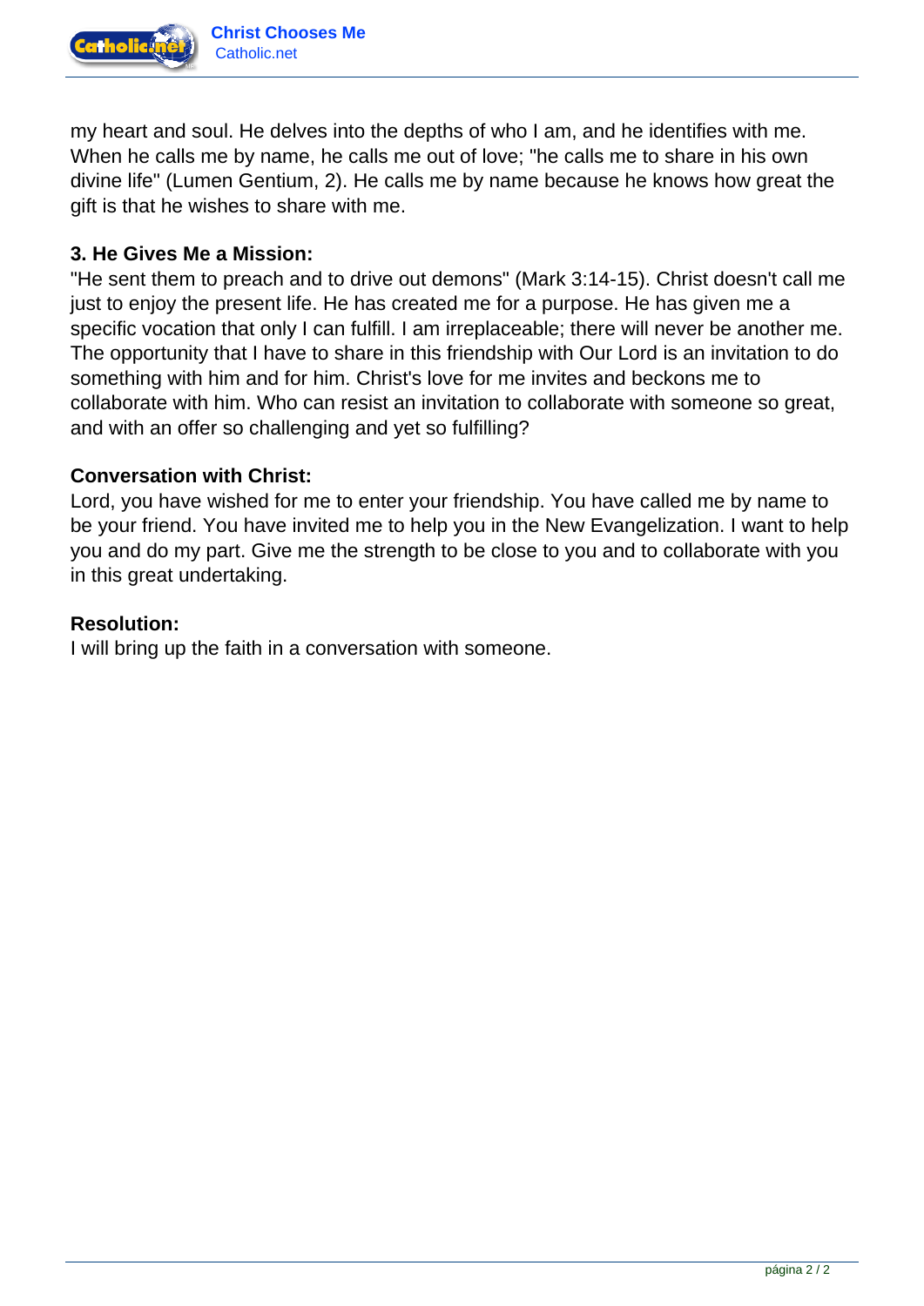my heart and soul. He delves into the depths of who I am, and he identifies with me. When he calls me by name, he calls me out of love; "he calls me to share in his own divine life" (Lumen Gentium, 2). He calls me by name because he knows how great the gift is that he wishes to share with me.

**3. He Gives Me a Mission:**

"He sent them to preach and to drive out demons" (Mark 3:14-15). Christ doesn't call me just to enjoy the present life. He has created me for a purpose. He has given me a specific vocation that only I can fulfill. I am irreplaceable; there will never be another me. The opportunity that I have to share in this friendship with Our Lord is an invitation to do something with him and for him. Christ's love for me invites and beckons me to collaborate with him. Who can resist an invitation to collaborate with someone so great, and with an offer so challenging and yet so fulfilling?

**Conversation with Christ:**

Lord, you have wished for me to enter your friendship. You have called me by name to be your friend. You have invited me to help you in the New Evangelization. I want to help you and do my part. Give me the strength to be close to you and to collaborate with you in this great undertaking.

**Resolution:**

I will bring up the faith in a conversation with someone.